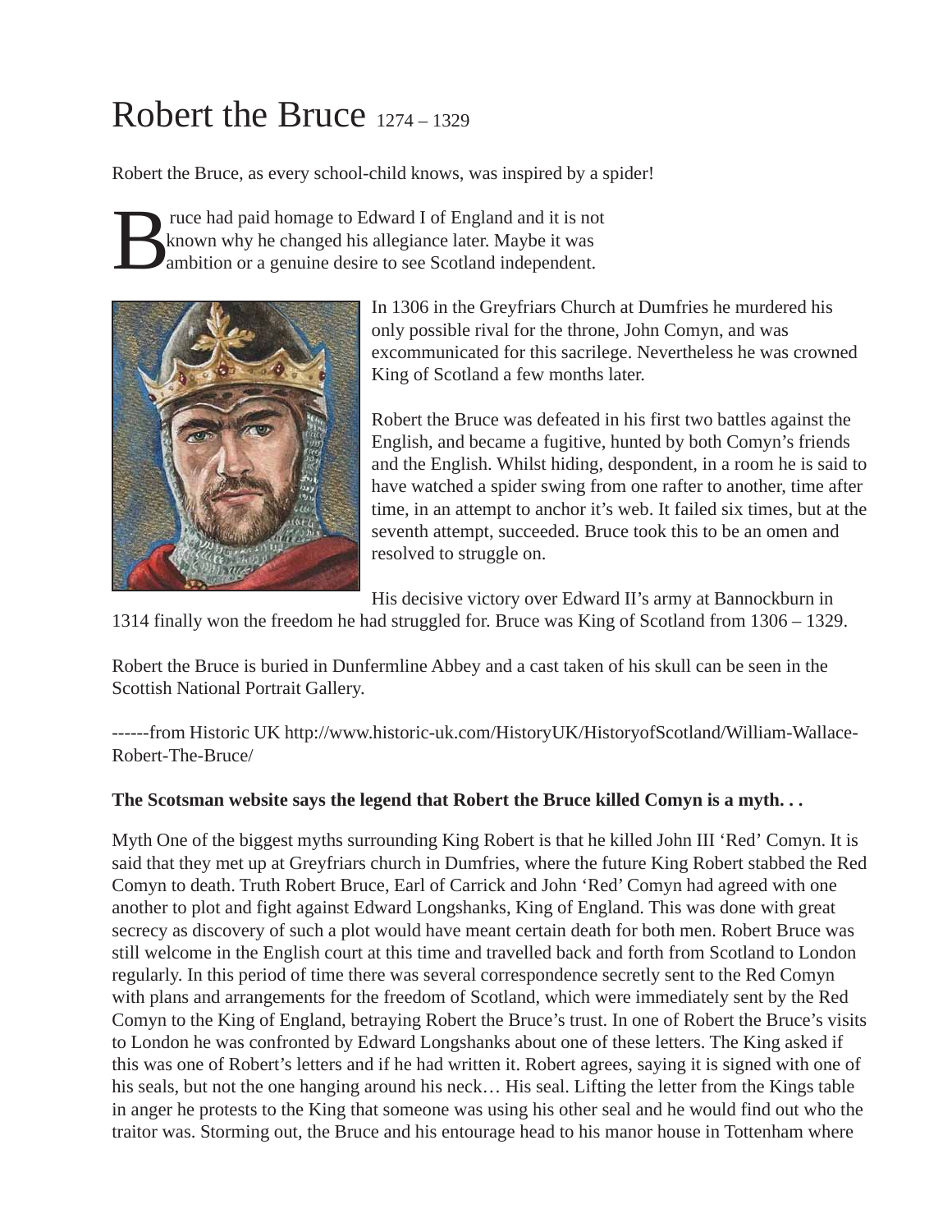# Robert the Bruce 1274 – 1329

Robert the Bruce, as every school-child knows, was inspired by a spider!

Bruce had paid homage to Edward I of England and it is not known why he changed his allegiance later. Maybe it was ambition or a genuine desire to see Scotland independent.

In 1306 in the Greyfriars Church at Dumfries he murdered his only possible rival for the throne, John Comyn, and was excommunicated for this sacrilege. Nevertheless he was crowned King of Scotland a few months later.

Robert the Bruce was defeated in his first two battles against the English, and became a fugitive, hunted by both Comyn's friends and the English. Whilst hiding, despondent, in a room he is said to have watched a spider swing from one rafter to another, time after time, in an attempt to anchor it's web. It failed six times, but at the seventh attempt, succeeded. Bruce took this to be an omen and resolved to struggle on.

His decisive victory over Edward II's army at Bannockburn in 1314 finally won the freedom he had struggled for. Bruce was King of Scotland from 1306 – 1329.

Robert the Bruce is buried in Dunfermline Abbey and a cast taken of his skull can be seen in the Scottish National Portrait Gallery.

------from Historic UK http://www.historic-uk.com/HistoryUK/HistoryofScotland/William-Wallace-Robert-The-Bruce/

**The Scotsman website says the legend that Robert the Bruce killed Comyn is a myth. . .**

Myth One of the biggest myths surrounding King Robert is that he killed John III 'Red' Comyn. It is said that they met up at Greyfriars church in Dumfries, where the future King Robert stabbed the Red Comyn to death. Truth Robert Bruce, Earl of Carrick and John 'Red' Comyn had agreed with one another to plot and fight against Edward Longshanks, King of England. This was done with great secrecy as discovery of such a plot would have meant certain death for both men. Robert Bruce was still welcome in the English court at this time and travelled back and forth from Scotland to London regularly. In this period of time there was several correspondence secretly sent to the Red Comyn with plans and arrangements for the freedom of Scotland, which were immediately sent by the Red Comyn to the King of England, betraying Robert the Bruce's trust. In one of Robert the Bruce's visits to London he was confronted by Edward Longshanks about one of these letters. The King asked if this was one of Robert's letters and if he had written it. Robert agrees, saying it is signed with one of his seals, but not the one hanging around his neck… His seal. Lifting the letter from the Kings table in anger he protests to the King that someone was using his other seal and he would find out who the traitor was. Storming out, the Bruce and his entourage head to his manor house in Tottenham where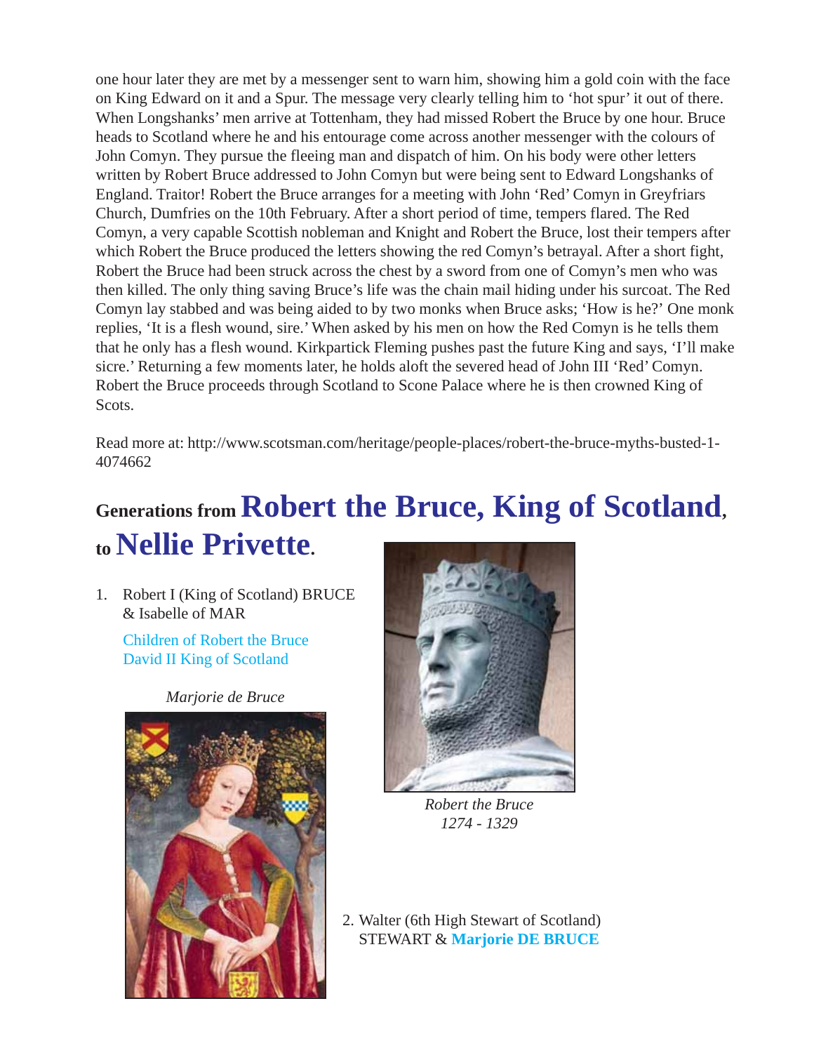one hour later they are met by a messenger sent to warn him, showing him a gold coin with the face on King Edward on it and a Spur. The message very clearly telling him to 'hot spur' it out of there. When Longshanks' men arrive at Tottenham, they had missed Robert the Bruce by one hour. Bruce heads to Scotland where he and his entourage come across another messenger with the colours of John Comyn. They pursue the fleeing man and dispatch of him. On his body were other letters written by Robert Bruce addressed to John Comyn but were being sent to Edward Longshanks of England. Traitor! Robert the Bruce arranges for a meeting with John 'Red' Comyn in Greyfriars Church, Dumfries on the 10th February. After a short period of time, tempers flared. The Red Comyn, a very capable Scottish nobleman and Knight and Robert the Bruce, lost their tempers after which Robert the Bruce produced the letters showing the red Comyn's betrayal. After a short fight, Robert the Bruce had been struck across the chest by a sword from one of Comyn's men who was then killed. The only thing saving Bruce's life was the chain mail hiding under his surcoat. The Red Comyn lay stabbed and was being aided to by two monks when Bruce asks; 'How is he?' One monk replies, 'It is a flesh wound, sire.' When asked by his men on how the Red Comyn is he tells them that he only has a flesh wound. Kirkpartick Fleming pushes past the future King and says, 'I'll make sicre.' Returning a few moments later, he holds aloft the severed head of John III 'Red' Comyn. Robert the Bruce proceeds through Scotland to Scone Palace where he is then crowned King of Scots.

Read more at: http://www.scotsman.com/heritage/people-places/robert-the-bruce-myths-busted-1-4074662

## Generations from **Robert the Bruce, King of Scotland**, to **Nellie Privette**.

1. Robert I (King of Scotland) BRUCE & Isabelle of MAR

   Children of Robert the Bruce
   David II King of Scotland

   *Marjorie de Bruce*

*Robert the Bruce*
*1274 - 1329*

2. Walter (6th High Stewart of Scotland) STEWART & **Marjorie DE BRUCE**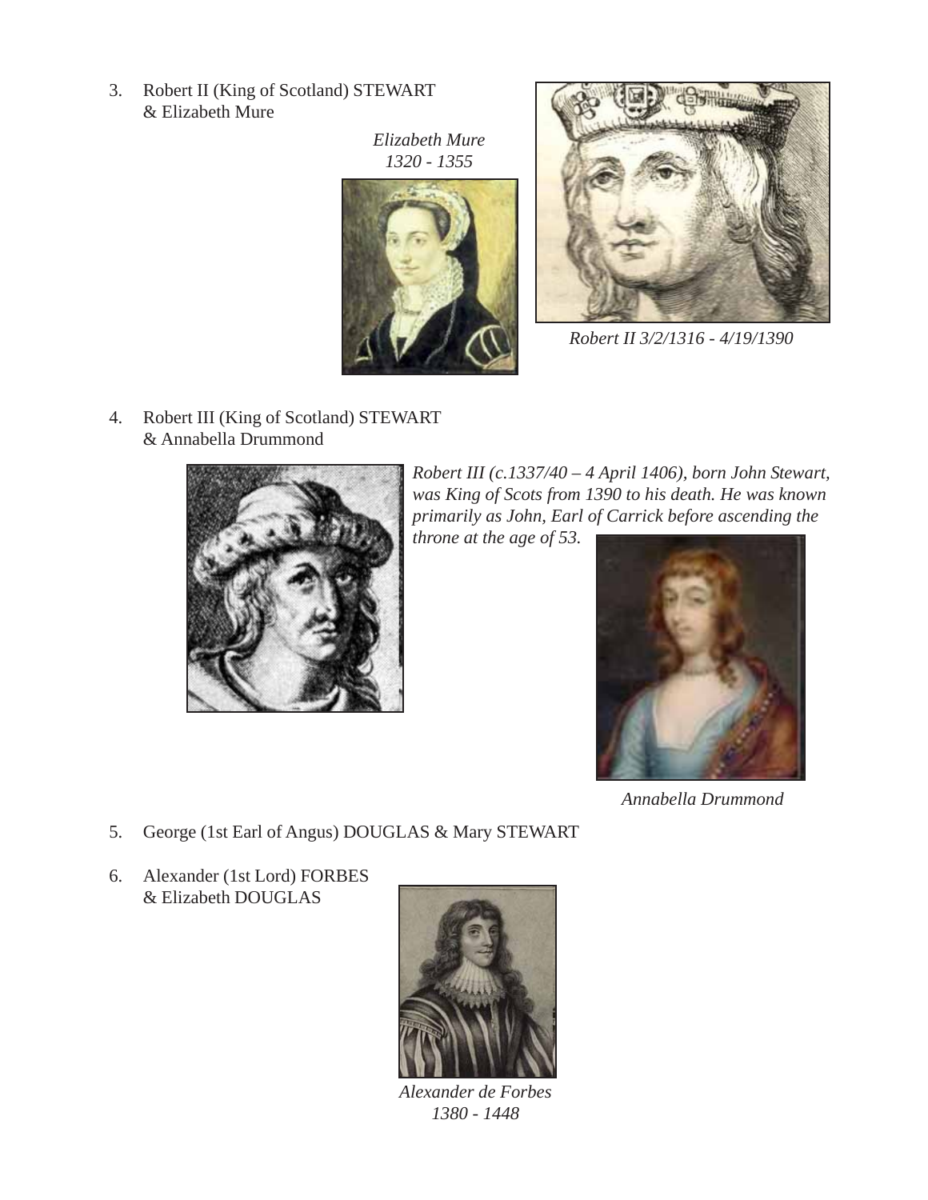3. Robert II (King of Scotland) STEWART
   & Elizabeth Mure

*Elizabeth Mure*
*1320 - 1355*

*Robert II 3/2/1316 - 4/19/1390*

4. Robert III (King of Scotland) STEWART
   & Annabella Drummond

*Robert III (c.1337/40 – 4 April 1406), born John Stewart, was King of Scots from 1390 to his death. He was known primarily as John, Earl of Carrick before ascending the throne at the age of 53.*

*Annabella Drummond*

5. George (1st Earl of Angus) DOUGLAS & Mary STEWART

6. Alexander (1st Lord) FORBES
   & Elizabeth DOUGLAS

*Alexander de Forbes*
*1380 - 1448*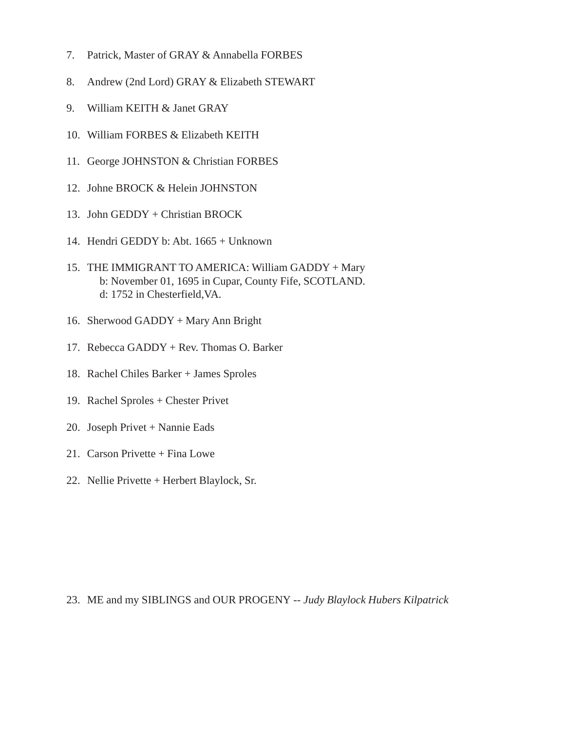7. Patrick, Master of GRAY & Annabella FORBES

8. Andrew (2nd Lord) GRAY & Elizabeth STEWART

9. William KEITH & Janet GRAY

10. William FORBES & Elizabeth KEITH

11. George JOHNSTON & Christian FORBES

12. Johne BROCK & Helein JOHNSTON

13. John GEDDY + Christian BROCK

14. Hendri GEDDY b: Abt. 1665 + Unknown

15. THE IMMIGRANT TO AMERICA: William GADDY + Mary
    b: November 01, 1695 in Cupar, County Fife, SCOTLAND.
    d: 1752 in Chesterfield,VA.

16. Sherwood GADDY + Mary Ann Bright

17. Rebecca GADDY + Rev. Thomas O. Barker

18. Rachel Chiles Barker + James Sproles

19. Rachel Sproles + Chester Privet

20. Joseph Privet + Nannie Eads

21. Carson Privette + Fina Lowe

22. Nellie Privette + Herbert Blaylock, Sr.

23. ME and my SIBLINGS and OUR PROGENY -- *Judy Blaylock Hubers Kilpatrick*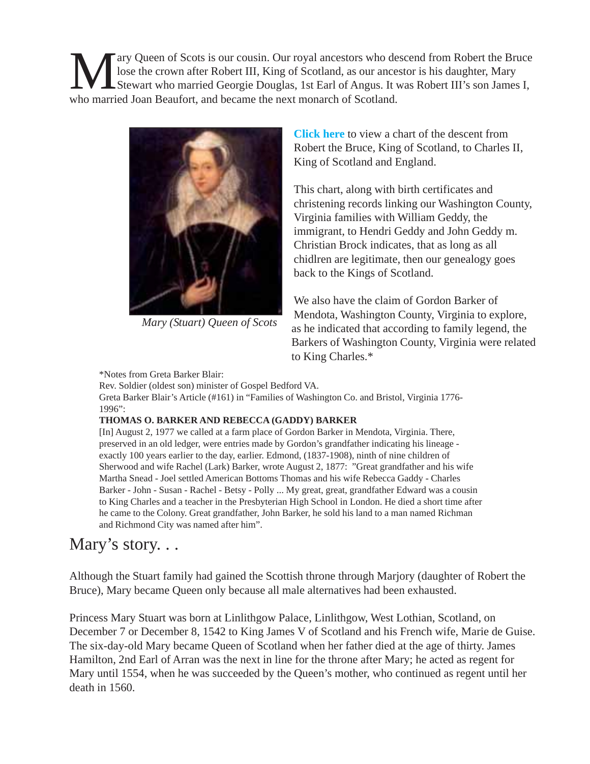Mary Queen of Scots is our cousin. Our royal ancestors who descend from Robert the Bruce lose the crown after Robert III, King of Scotland, as our ancestor is his daughter, Mary Stewart who married Georgie Douglas, 1st Earl of Angus. It was Robert III's son James I, who married Joan Beaufort, and became the next monarch of Scotland.

*Mary (Stuart) Queen of Scots*

**Click here** to view a chart of the descent from Robert the Bruce, King of Scotland, to Charles II, King of Scotland and England.

This chart, along with birth certificates and christening records linking our Washington County, Virginia families with William Geddy, the immigrant, to Hendri Geddy and John Geddy m. Christian Brock indicates, that as long as all chidlren are legitimate, then our genealogy goes back to the Kings of Scotland.

We also have the claim of Gordon Barker of Mendota, Washington County, Virginia to explore, as he indicated that according to family legend, the Barkers of Washington County, Virginia were related to King Charles.*

*Notes from Greta Barker Blair:
Rev. Soldier (oldest son) minister of Gospel Bedford VA.
Greta Barker Blair's Article (#161) in "Families of Washington Co. and Bristol, Virginia 1776-1996":

**THOMAS O. BARKER AND REBECCA (GADDY) BARKER**

[In] August 2, 1977 we called at a farm place of Gordon Barker in Mendota, Virginia. There, preserved in an old ledger, were entries made by Gordon's grandfather indicating his lineage - exactly 100 years earlier to the day, earlier. Edmond, (1837-1908), ninth of nine children of Sherwood and wife Rachel (Lark) Barker, wrote August 2, 1877: "Great grandfather and his wife Martha Snead - Joel settled American Bottoms Thomas and his wife Rebecca Gaddy - Charles Barker - John - Susan - Rachel - Betsy - Polly ... My great, great, grandfather Edward was a cousin to King Charles and a teacher in the Presbyterian High School in London. He died a short time after he came to the Colony. Great grandfather, John Barker, he sold his land to a man named Richman and Richmond City was named after him".

## Mary's story. . .

Although the Stuart family had gained the Scottish throne through Marjory (daughter of Robert the Bruce), Mary became Queen only because all male alternatives had been exhausted.

Princess Mary Stuart was born at Linlithgow Palace, Linlithgow, West Lothian, Scotland, on December 7 or December 8, 1542 to King James V of Scotland and his French wife, Marie de Guise. The six-day-old Mary became Queen of Scotland when her father died at the age of thirty. James Hamilton, 2nd Earl of Arran was the next in line for the throne after Mary; he acted as regent for Mary until 1554, when he was succeeded by the Queen's mother, who continued as regent until her death in 1560.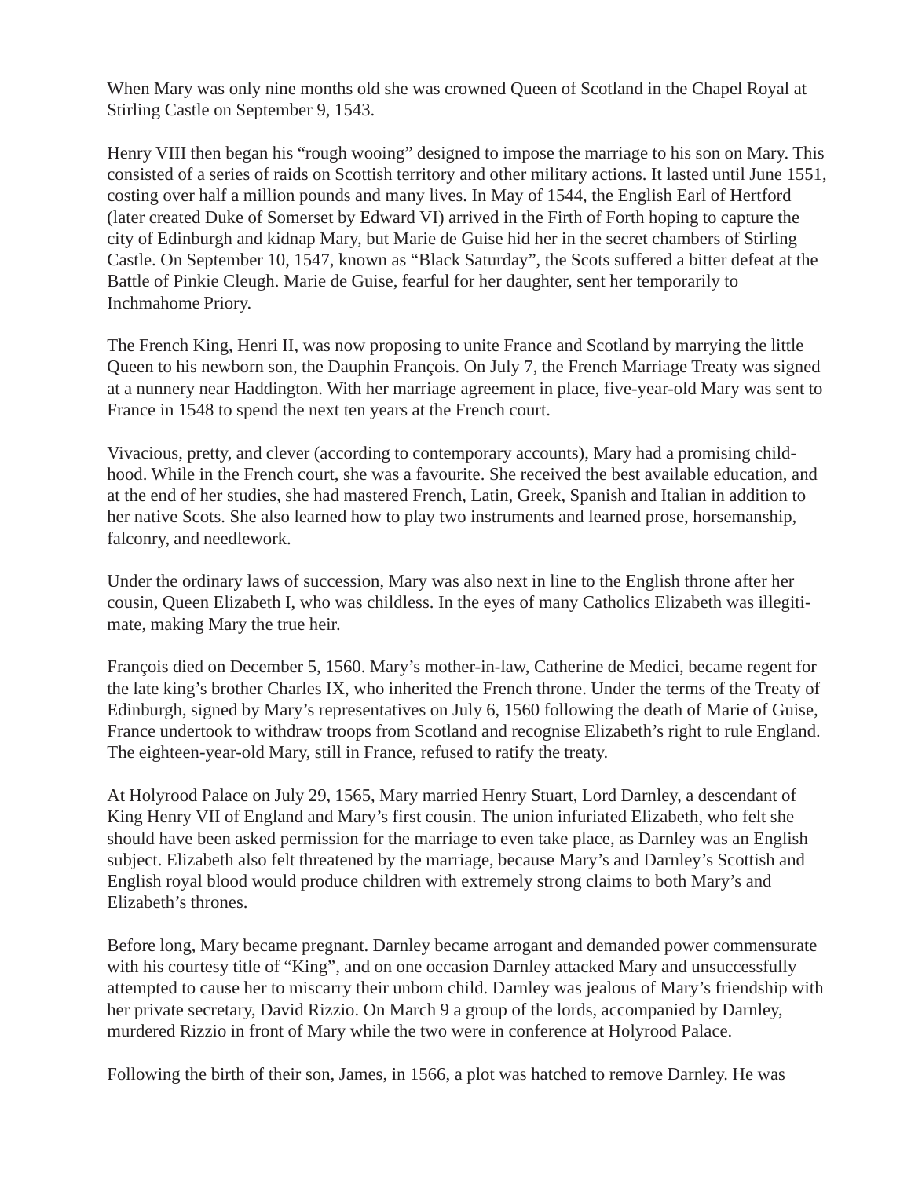When Mary was only nine months old she was crowned Queen of Scotland in the Chapel Royal at Stirling Castle on September 9, 1543.

Henry VIII then began his "rough wooing" designed to impose the marriage to his son on Mary. This consisted of a series of raids on Scottish territory and other military actions. It lasted until June 1551, costing over half a million pounds and many lives. In May of 1544, the English Earl of Hertford (later created Duke of Somerset by Edward VI) arrived in the Firth of Forth hoping to capture the city of Edinburgh and kidnap Mary, but Marie de Guise hid her in the secret chambers of Stirling Castle. On September 10, 1547, known as "Black Saturday", the Scots suffered a bitter defeat at the Battle of Pinkie Cleugh. Marie de Guise, fearful for her daughter, sent her temporarily to Inchmahome Priory.

The French King, Henri II, was now proposing to unite France and Scotland by marrying the little Queen to his newborn son, the Dauphin François. On July 7, the French Marriage Treaty was signed at a nunnery near Haddington. With her marriage agreement in place, five-year-old Mary was sent to France in 1548 to spend the next ten years at the French court.

Vivacious, pretty, and clever (according to contemporary accounts), Mary had a promising childhood. While in the French court, she was a favourite. She received the best available education, and at the end of her studies, she had mastered French, Latin, Greek, Spanish and Italian in addition to her native Scots. She also learned how to play two instruments and learned prose, horsemanship, falconry, and needlework.

Under the ordinary laws of succession, Mary was also next in line to the English throne after her cousin, Queen Elizabeth I, who was childless. In the eyes of many Catholics Elizabeth was illegitimate, making Mary the true heir.

François died on December 5, 1560. Mary's mother-in-law, Catherine de Medici, became regent for the late king's brother Charles IX, who inherited the French throne. Under the terms of the Treaty of Edinburgh, signed by Mary's representatives on July 6, 1560 following the death of Marie of Guise, France undertook to withdraw troops from Scotland and recognise Elizabeth's right to rule England. The eighteen-year-old Mary, still in France, refused to ratify the treaty.

At Holyrood Palace on July 29, 1565, Mary married Henry Stuart, Lord Darnley, a descendant of King Henry VII of England and Mary's first cousin. The union infuriated Elizabeth, who felt she should have been asked permission for the marriage to even take place, as Darnley was an English subject. Elizabeth also felt threatened by the marriage, because Mary's and Darnley's Scottish and English royal blood would produce children with extremely strong claims to both Mary's and Elizabeth's thrones.

Before long, Mary became pregnant. Darnley became arrogant and demanded power commensurate with his courtesy title of "King", and on one occasion Darnley attacked Mary and unsuccessfully attempted to cause her to miscarry their unborn child. Darnley was jealous of Mary's friendship with her private secretary, David Rizzio. On March 9 a group of the lords, accompanied by Darnley, murdered Rizzio in front of Mary while the two were in conference at Holyrood Palace.

Following the birth of their son, James, in 1566, a plot was hatched to remove Darnley. He was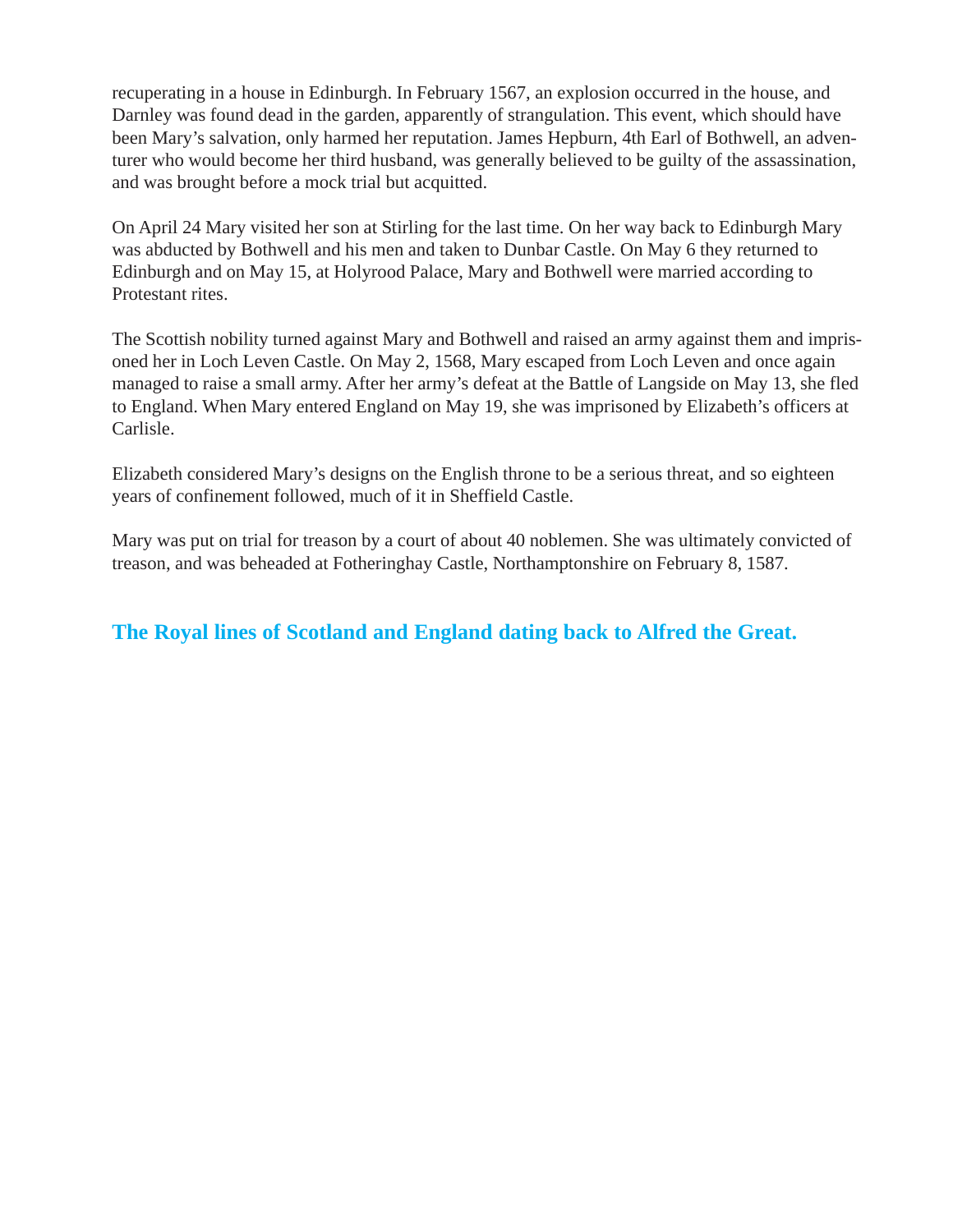recuperating in a house in Edinburgh. In February 1567, an explosion occurred in the house, and Darnley was found dead in the garden, apparently of strangulation. This event, which should have been Mary's salvation, only harmed her reputation. James Hepburn, 4th Earl of Bothwell, an adventurer who would become her third husband, was generally believed to be guilty of the assassination, and was brought before a mock trial but acquitted.

On April 24 Mary visited her son at Stirling for the last time. On her way back to Edinburgh Mary was abducted by Bothwell and his men and taken to Dunbar Castle. On May 6 they returned to Edinburgh and on May 15, at Holyrood Palace, Mary and Bothwell were married according to Protestant rites.

The Scottish nobility turned against Mary and Bothwell and raised an army against them and imprisoned her in Loch Leven Castle. On May 2, 1568, Mary escaped from Loch Leven and once again managed to raise a small army. After her army's defeat at the Battle of Langside on May 13, she fled to England. When Mary entered England on May 19, she was imprisoned by Elizabeth's officers at Carlisle.

Elizabeth considered Mary's designs on the English throne to be a serious threat, and so eighteen years of confinement followed, much of it in Sheffield Castle.

Mary was put on trial for treason by a court of about 40 noblemen. She was ultimately convicted of treason, and was beheaded at Fotheringhay Castle, Northamptonshire on February 8, 1587.

## The Royal lines of Scotland and England dating back to Alfred the Great.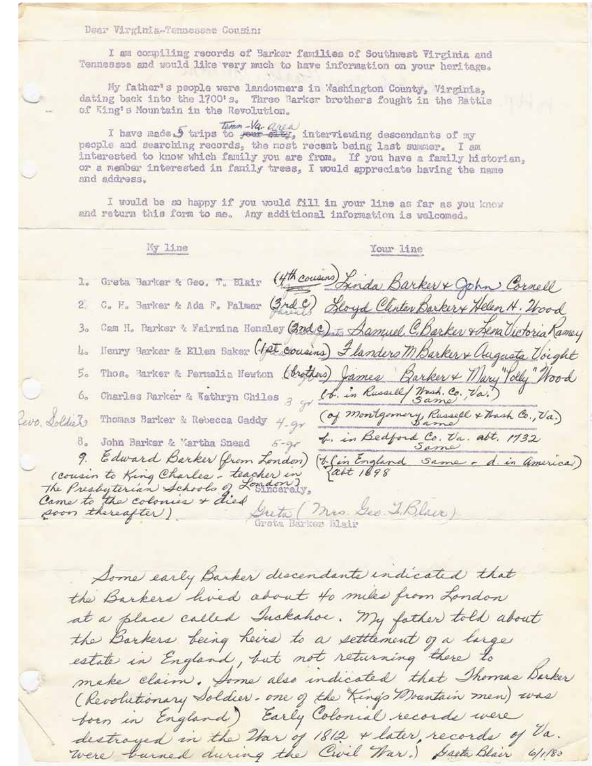Dear Virginia-Tennessee Cousin:

I am compiling records of Barker families of Southwest Virginia and Tennessee and would like very much to have information on your heritage.

My father's people were landowners in Washington County, Virginia, dating back into the 1700's. Three Barker brothers fought in the Battle of King's Mountain in the Revolution.

I have made ~~four~~ 5 trips to ~~your city~~ Tenn-Va. area, interviewing descendants of my people and searching records, the most recent being last summer. I am interested to know which family you are from. If you have a family historian, or a member interested in family trees, I would appreciate having the name and address.

I would be so happy if you would fill in your line as far as you know and return this form to me. Any additional information is welcomed.

| | My line | | Your line |
|---|---|---|---|
| 1. | Greta Barker & Geo. T. Blair | (4th cousins) | Linda Barker & John Cornell |
| 2. | C. F. Barker & Ada F. Palmer | (3rd c) parents | Lloyd Clinton Barker & Helen H. Wood |
| 3. | Cam H. Barker & Fairzina Hensley | (2nd c) grandparents | Samuel C. Barker & Lena Victoria Ramey |
| 4. | Henry Barker & Ellen Baker | (1st cousins) | Flanders M Barker & Augusta Voight |
| 5. | Thos. Barker & Permelia Newton | (brothers) | James Barker & Mary "Polly" Wood |
| 6. | Charles Barker & Kathryn Chiles | 3 gr | (b. in Russell/Wash. Co, Va.) Same |
| 7. Revo. Soldier | Thomas Barker & Rebecca Gaddy | 4 gr | (of Montgomery, Russell & Wash Co., Va.) Same |
| 8. | John Barker & Martha Snead | 5 gr | b. in Bedford Co. Va. abt. 1732 Same |
| 9. | Edward Barker (from London) (cousin to King Charles - teacher in The Presbyterian Schools of London) Came to the colonies & died soon thereafter) | | (b. in England Same - d. in America) abt 1698 |

Sincerely,

Greta (Mrs. Geo. T. Blair)
Greta Barker Blair

Some early Barker descendants indicated that the Barkers lived about 40 miles from London at a place called Tuckahoe. My father told about the Barkers being heirs to a settlement of a large estate in England, but not returning there to make claim. Some also indicated that Thomas Barker (Revolutionary Soldier - one of the King's Mountain men) was born in England.) Early Colonial records were destroyed in the War of 1812 & later, records of Va. were burned during the Civil War.) Greta Blair 6/1/80